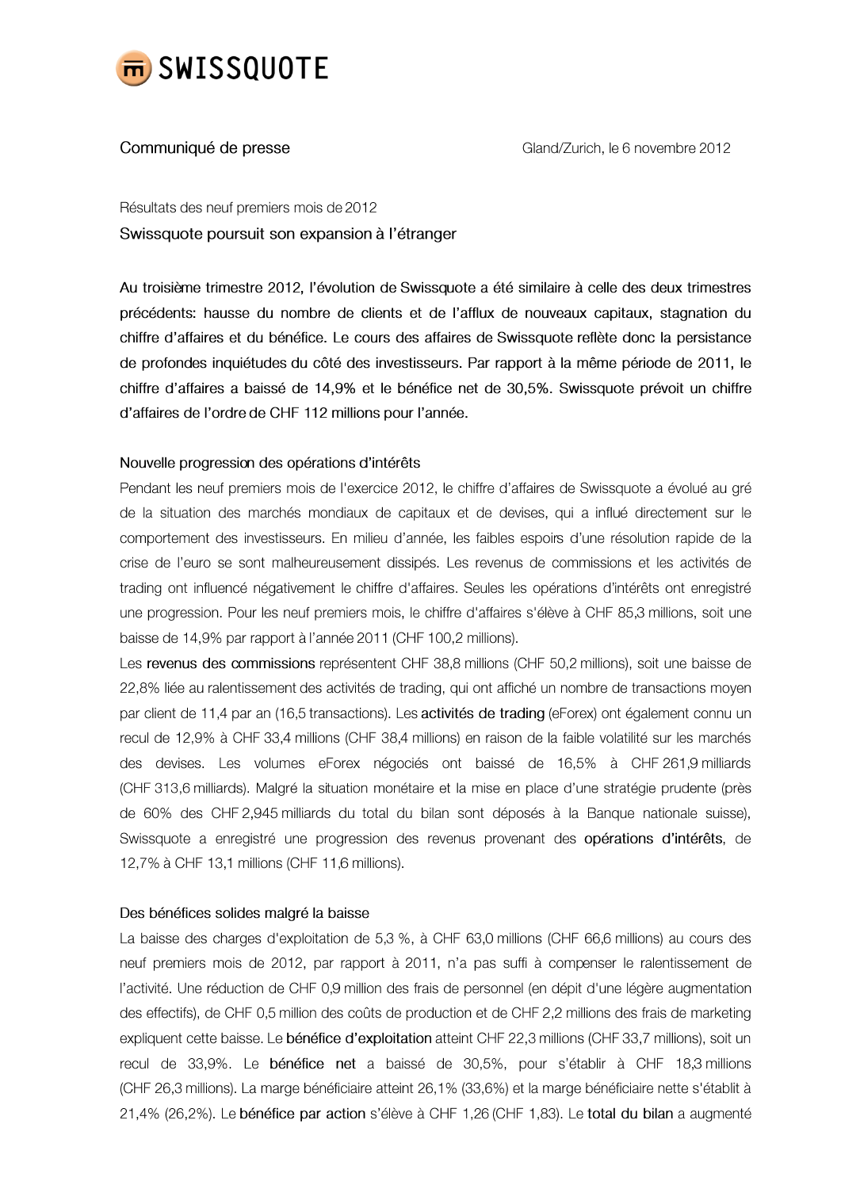SWISSQUOTE

Communiqué de presse

Gland/Zurich, le 6 novembre 2012

Résultats des neuf premiers mois de 2012

# Swissquote poursuit son expansion à l'étranger

**Au troisième trimestre 2012, l'évolution de Swissquote a été similaire à celle des deux trimestres précédents: hausse du nombre de clients et de l'afflux de nouveaux capitaux, stagnation du chiffre d'affaires et du bénéfice. Le cours des affaires de Swissquote reflète donc la persistance de profondes inquiétudes du côté des investisseurs. Par rapport à la même période de 2011, le chiffre d'affaires a baissé de 14,9% et le bénéfice net de 30,5%. Swissquote prévoit un chiffre d'affaires de l'ordre de CHF 112 millions pour l'année.**

## Nouvelle progression des opérations d'intérêts

Pendant les neuf premiers mois de l'exercice 2012, le chiffre d'affaires de Swissquote a évolué au gré de la situation des marchés mondiaux de capitaux et de devises, qui a influé directement sur le comportement des investisseurs. En milieu d'année, les faibles espoirs d'une résolution rapide de la crise de l'euro se sont malheureusement dissipés. Les revenus de commissions et les activités de trading ont influencé négativement le chiffre d'affaires. Seules les opérations d'intérêts ont enregistré une progression. Pour les neuf premiers mois, le chiffre d'affaires s'élève à CHF 85,3 millions, soit une baisse de 14,9% par rapport à l'année 2011 (CHF 100,2 millions).

Les **revenus des commissions** représentent CHF 38,8 millions (CHF 50,2 millions), soit une baisse de 22,8% liée au ralentissement des activités de trading, qui ont affiché un nombre de transactions moyen par client de 11,4 par an (16,5 transactions). Les **activités de trading** (eForex) ont également connu un recul de 12,9% à CHF 33,4 millions (CHF 38,4 millions) en raison de la faible volatilité sur les marchés des devises. Les volumes eForex négociés ont baissé de 16,5% à CHF 261,9 milliards (CHF 313,6 milliards). Malgré la situation monétaire et la mise en place d'une stratégie prudente (près de 60% des CHF 2,945 milliards du total du bilan sont déposés à la Banque nationale suisse), Swissquote a enregistré une progression des revenus provenant des **opérations d'intérêts**, de 12,7% à CHF 13,1 millions (CHF 11,6 millions).

## Des bénéfices solides malgré la baisse

La baisse des charges d'exploitation de 5,3 %, à CHF 63,0 millions (CHF 66,6 millions) au cours des neuf premiers mois de 2012, par rapport à 2011, n'a pas suffi à compenser le ralentissement de l'activité. Une réduction de CHF 0,9 million des frais de personnel (en dépit d'une légère augmentation des effectifs), de CHF 0,5 million des coûts de production et de CHF 2,2 millions des frais de marketing expliquent cette baisse. Le **bénéfice d'exploitation** atteint CHF 22,3 millions (CHF 33,7 millions), soit un recul de 33,9%. Le **bénéfice net** a baissé de 30,5%, pour s'établir à CHF 18,3 millions (CHF 26,3 millions). La marge bénéficiaire atteint 26,1% (33,6%) et la marge bénéficiaire nette s'établit à 21,4% (26,2%). Le **bénéfice par action** s'élève à CHF 1,26 (CHF 1,83). Le **total du bilan** a augmenté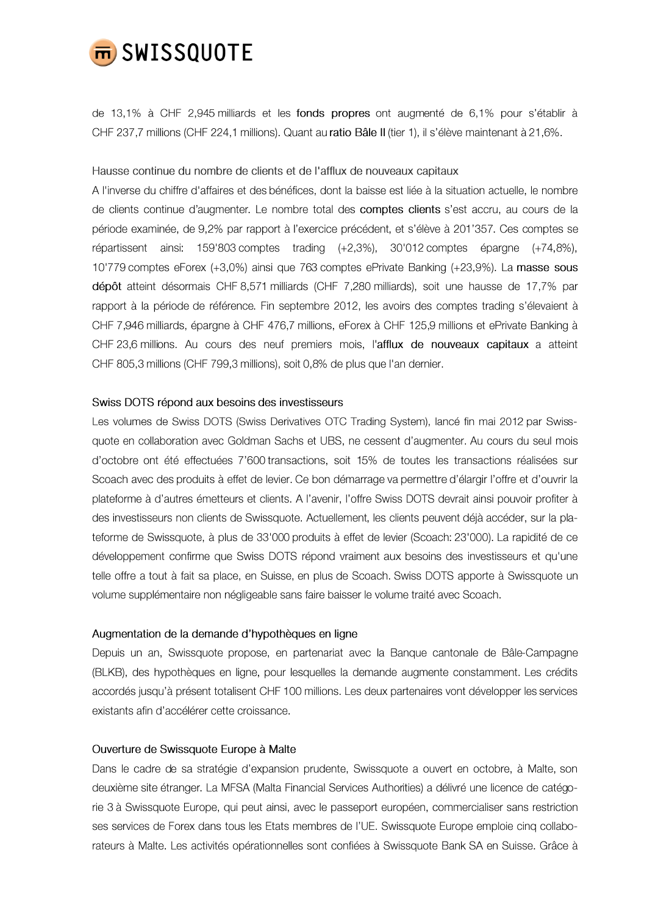de 13,1% à CHF 2,945 milliards et les **fonds propres** ont augmenté de 6,1% pour s'établir à CHF 237,7 millions (CHF 224,1 millions). Quant au **ratio Bâle II** (tier 1), il s'élève maintenant à 21,6%.

### Hausse continue du nombre de clients et de l'afflux de nouveaux capitaux

A l'inverse du chiffre d'affaires et des bénéfices, dont la baisse est liée à la situation actuelle, le nombre de clients continue d'augmenter. Le nombre total des **comptes clients** s'est accru, au cours de la période examinée, de 9,2% par rapport à l'exercice précédent, et s'élève à 201'357. Ces comptes se répartissent ainsi: 159'803 comptes trading (+2,3%), 30'012 comptes épargne (+74,8%), 10'779 comptes eForex (+3,0%) ainsi que 763 comptes ePrivate Banking (+23,9%). La **masse sous dépôt** atteint désormais CHF 8,571 milliards (CHF 7,280 milliards), soit une hausse de 17,7% par rapport à la période de référence. Fin septembre 2012, les avoirs des comptes trading s'élevaient à CHF 7,946 milliards, épargne à CHF 476,7 millions, eForex à CHF 125,9 millions et ePrivate Banking à CHF 23,6 millions. Au cours des neuf premiers mois, l'**afflux de nouveaux capitaux** a atteint CHF 805,3 millions (CHF 799,3 millions), soit 0,8% de plus que l'an dernier.

### Swiss DOTS répond aux besoins des investisseurs

Les volumes de Swiss DOTS (Swiss Derivatives OTC Trading System), lancé fin mai 2012 par Swissquote en collaboration avec Goldman Sachs et UBS, ne cessent d'augmenter. Au cours du seul mois d'octobre ont été effectuées 7'600 transactions, soit 15% de toutes les transactions réalisées sur Scoach avec des produits à effet de levier. Ce bon démarrage va permettre d'élargir l'offre et d'ouvrir la plateforme à d'autres émetteurs et clients. A l'avenir, l'offre Swiss DOTS devrait ainsi pouvoir profiter à des investisseurs non clients de Swissquote. Actuellement, les clients peuvent déjà accéder, sur la plateforme de Swissquote, à plus de 33'000 produits à effet de levier (Scoach: 23'000). La rapidité de ce développement confirme que Swiss DOTS répond vraiment aux besoins des investisseurs et qu'une telle offre a tout à fait sa place, en Suisse, en plus de Scoach. Swiss DOTS apporte à Swissquote un volume supplémentaire non négligeable sans faire baisser le volume traité avec Scoach.

### Augmentation de la demande d'hypothèques en ligne

Depuis un an, Swissquote propose, en partenariat avec la Banque cantonale de Bâle-Campagne (BLKB), des hypothèques en ligne, pour lesquelles la demande augmente constamment. Les crédits accordés jusqu'à présent totalisent CHF 100 millions. Les deux partenaires vont développer les services existants afin d'accélérer cette croissance.

### Ouverture de Swissquote Europe à Malte

Dans le cadre de sa stratégie d'expansion prudente, Swissquote a ouvert en octobre, à Malte, son deuxième site étranger. La MFSA (Malta Financial Services Authorities) a délivré une licence de catégorie 3 à Swissquote Europe, qui peut ainsi, avec le passeport européen, commercialiser sans restriction ses services de Forex dans tous les Etats membres de l'UE. Swissquote Europe emploie cinq collaborateurs à Malte. Les activités opérationnelles sont confiées à Swissquote Bank SA en Suisse. Grâce à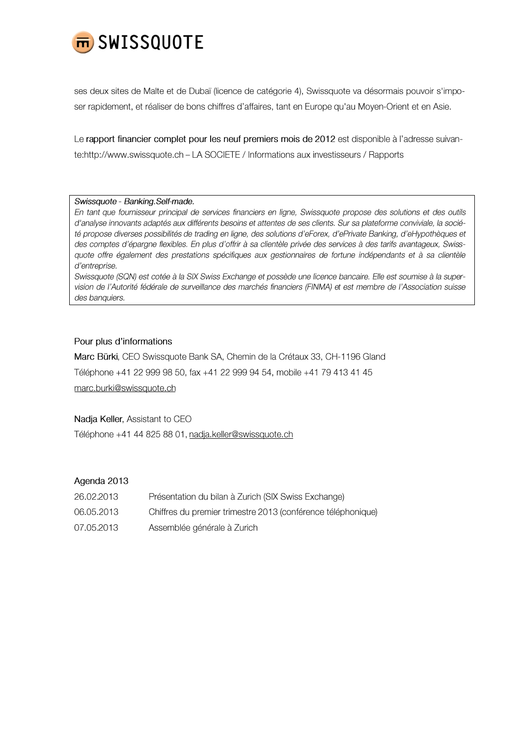ses deux sites de Malte et de Dubaï (licence de catégorie 4), Swissquote va désormais pouvoir s'imposer rapidement, et réaliser de bons chiffres d'affaires, tant en Europe qu'au Moyen-Orient et en Asie.

Le rapport financier complet pour les neuf premiers mois de 2012 est disponible à l'adresse suivante:http://www.swissquote.ch – LA SOCIETE / Informations aux investisseurs / Rapports

*Swissquote - Banking.Self-made.*
*En tant que fournisseur principal de services financiers en ligne, Swissquote propose des solutions et des outils d'analyse innovants adaptés aux différents besoins et attentes de ses clients. Sur sa plateforme conviviale, la société propose diverses possibilités de trading en ligne, des solutions d'eForex, d'ePrivate Banking, d'eHypothèques et des comptes d'épargne flexibles. En plus d'offrir à sa clientèle privée des services à des tarifs avantageux, Swissquote offre également des prestations spécifiques aux gestionnaires de fortune indépendants et à sa clientèle d'entreprise.*
*Swissquote (SQN) est cotée à la SIX Swiss Exchange et possède une licence bancaire. Elle est soumise à la supervision de l'Autorité fédérale de surveillance des marchés financiers (FINMA) et est membre de l'Association suisse des banquiers.*

Pour plus d'informations

Marc Bürki, CEO Swissquote Bank SA, Chemin de la Crétaux 33, CH-1196 Gland
Téléphone +41 22 999 98 50, fax +41 22 999 94 54, mobile +41 79 413 41 45
marc.burki@swissquote.ch

Nadja Keller, Assistant to CEO
Téléphone +41 44 825 88 01, nadja.keller@swissquote.ch

Agenda 2013

| | |
|---|---|
| 26.02.2013 | Présentation du bilan à Zurich (SIX Swiss Exchange) |
| 06.05.2013 | Chiffres du premier trimestre 2013 (conférence téléphonique) |
| 07.05.2013 | Assemblée générale à Zurich |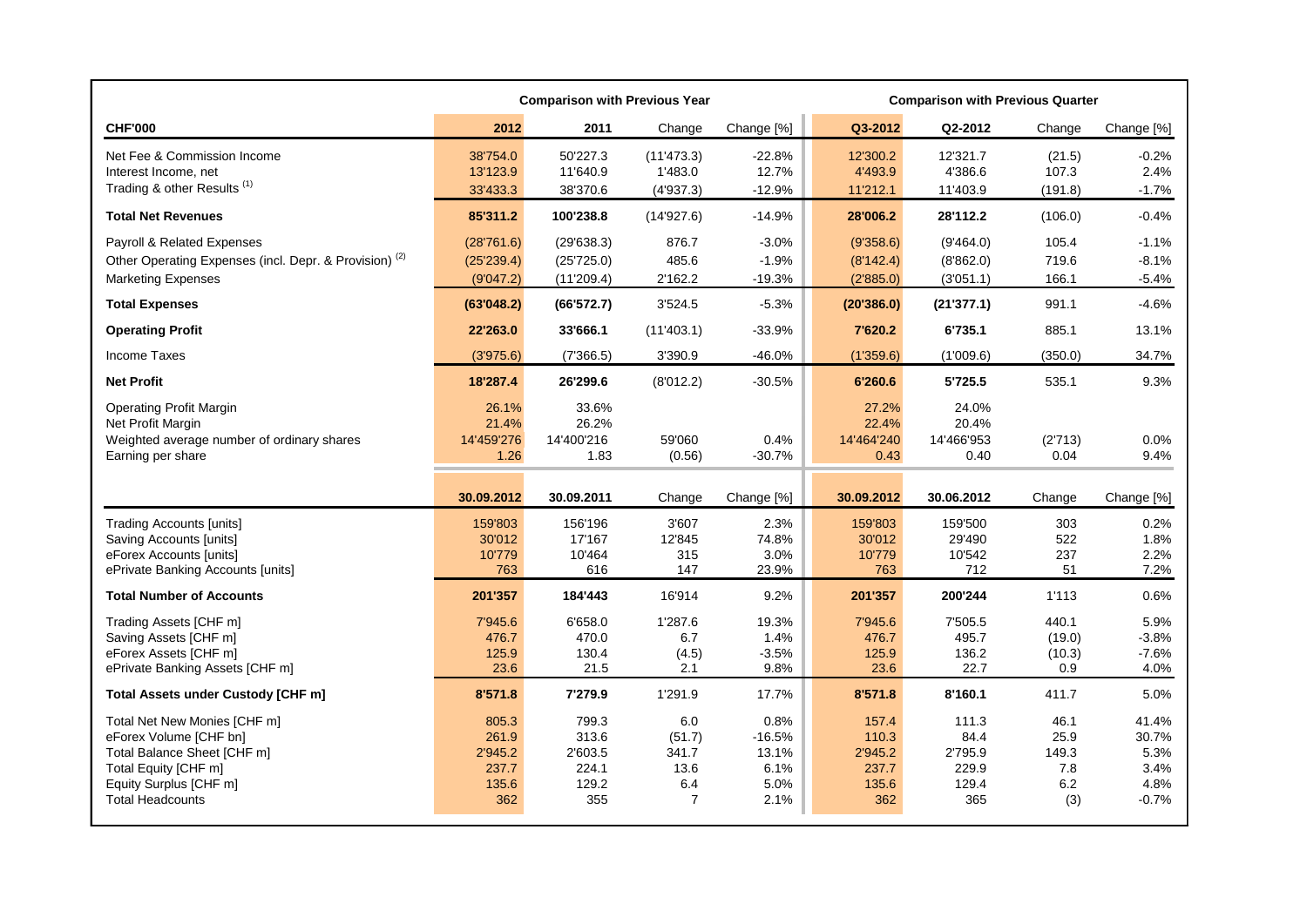| | Comparison with Previous Year | | | | Comparison with Previous Quarter | | | |
|---|---|---|---|---|---|---|---|---|
| **CHF'000** | **2012** | **2011** | Change | Change [%] | **Q3-2012** | **Q2-2012** | Change | Change [%] |
| Net Fee & Commission Income | 38'754.0 | 50'227.3 | (11'473.3) | -22.8% | 12'300.2 | 12'321.7 | (21.5) | -0.2% |
| Interest Income, net | 13'123.9 | 11'640.9 | 1'483.0 | 12.7% | 4'493.9 | 4'386.6 | 107.3 | 2.4% |
| Trading & other Results [1] | 33'433.3 | 38'370.6 | (4'937.3) | -12.9% | 11'212.1 | 11'403.9 | (191.8) | -1.7% |
| **Total Net Revenues** | **85'311.2** | **100'238.8** | (14'927.6) | -14.9% | **28'006.2** | **28'112.2** | (106.0) | -0.4% |
| Payroll & Related Expenses | (28'761.6) | (29'638.3) | 876.7 | -3.0% | (9'358.6) | (9'464.0) | 105.4 | -1.1% |
| Other Operating Expenses (incl. Depr. & Provision) [2] | (25'239.4) | (25'725.0) | 485.6 | -1.9% | (8'142.4) | (8'862.0) | 719.6 | -8.1% |
| Marketing Expenses | (9'047.2) | (11'209.4) | 2'162.2 | -19.3% | (2'885.0) | (3'051.1) | 166.1 | -5.4% |
| **Total Expenses** | **(63'048.2)** | **(66'572.7)** | 3'524.5 | -5.3% | **(20'386.0)** | **(21'377.1)** | 991.1 | -4.6% |
| **Operating Profit** | **22'263.0** | **33'666.1** | (11'403.1) | -33.9% | **7'620.2** | **6'735.1** | 885.1 | 13.1% |
| Income Taxes | (3'975.6) | (7'366.5) | 3'390.9 | -46.0% | (1'359.6) | (1'009.6) | (350.0) | 34.7% |
| **Net Profit** | **18'287.4** | **26'299.6** | (8'012.2) | -30.5% | **6'260.6** | **5'725.5** | 535.1 | 9.3% |
| Operating Profit Margin | 26.1% | 33.6% | | | 27.2% | 24.0% | | |
| Net Profit Margin | 21.4% | 26.2% | | | 22.4% | 20.4% | | |
| Weighted average number of ordinary shares | 14'459'276 | 14'400'216 | 59'060 | 0.4% | 14'464'240 | 14'466'953 | (2'713) | 0.0% |
| Earning per share | 1.26 | 1.83 | (0.56) | -30.7% | 0.43 | 0.40 | 0.04 | 9.4% |
| | **30.09.2012** | **30.09.2011** | Change | Change [%] | **30.09.2012** | **30.06.2012** | Change | Change [%] |
| Trading Accounts [units] | 159'803 | 156'196 | 3'607 | 2.3% | 159'803 | 159'500 | 303 | 0.2% |
| Saving Accounts [units] | 30'012 | 17'167 | 12'845 | 74.8% | 30'012 | 29'490 | 522 | 1.8% |
| eForex Accounts [units] | 10'779 | 10'464 | 315 | 3.0% | 10'779 | 10'542 | 237 | 2.2% |
| ePrivate Banking Accounts [units] | 763 | 616 | 147 | 23.9% | 763 | 712 | 51 | 7.2% |
| **Total Number of Accounts** | **201'357** | **184'443** | 16'914 | 9.2% | **201'357** | **200'244** | 1'113 | 0.6% |
| Trading Assets [CHF m] | 7'945.6 | 6'658.0 | 1'287.6 | 19.3% | 7'945.6 | 7'505.5 | 440.1 | 5.9% |
| Saving Assets [CHF m] | 476.7 | 470.0 | 6.7 | 1.4% | 476.7 | 495.7 | (19.0) | -3.8% |
| eForex Assets [CHF m] | 125.9 | 130.4 | (4.5) | -3.5% | 125.9 | 136.2 | (10.3) | -7.6% |
| ePrivate Banking Assets [CHF m] | 23.6 | 21.5 | 2.1 | 9.8% | 23.6 | 22.7 | 0.9 | 4.0% |
| **Total Assets under Custody [CHF m]** | **8'571.8** | **7'279.9** | 1'291.9 | 17.7% | **8'571.8** | **8'160.1** | 411.7 | 5.0% |
| Total Net New Monies [CHF m] | 805.3 | 799.3 | 6.0 | 0.8% | 157.4 | 111.3 | 46.1 | 41.4% |
| eForex Volume [CHF bn] | 261.9 | 313.6 | (51.7) | -16.5% | 110.3 | 84.4 | 25.9 | 30.7% |
| Total Balance Sheet [CHF m] | 2'945.2 | 2'603.5 | 341.7 | 13.1% | 2'945.2 | 2'795.9 | 149.3 | 5.3% |
| Total Equity [CHF m] | 237.7 | 224.1 | 13.6 | 6.1% | 237.7 | 229.9 | 7.8 | 3.4% |
| Equity Surplus [CHF m] | 135.6 | 129.2 | 6.4 | 5.0% | 135.6 | 129.4 | 6.2 | 4.8% |
| Total Headcounts | 362 | 355 | 7 | 2.1% | 362 | 365 | (3) | -0.7% |